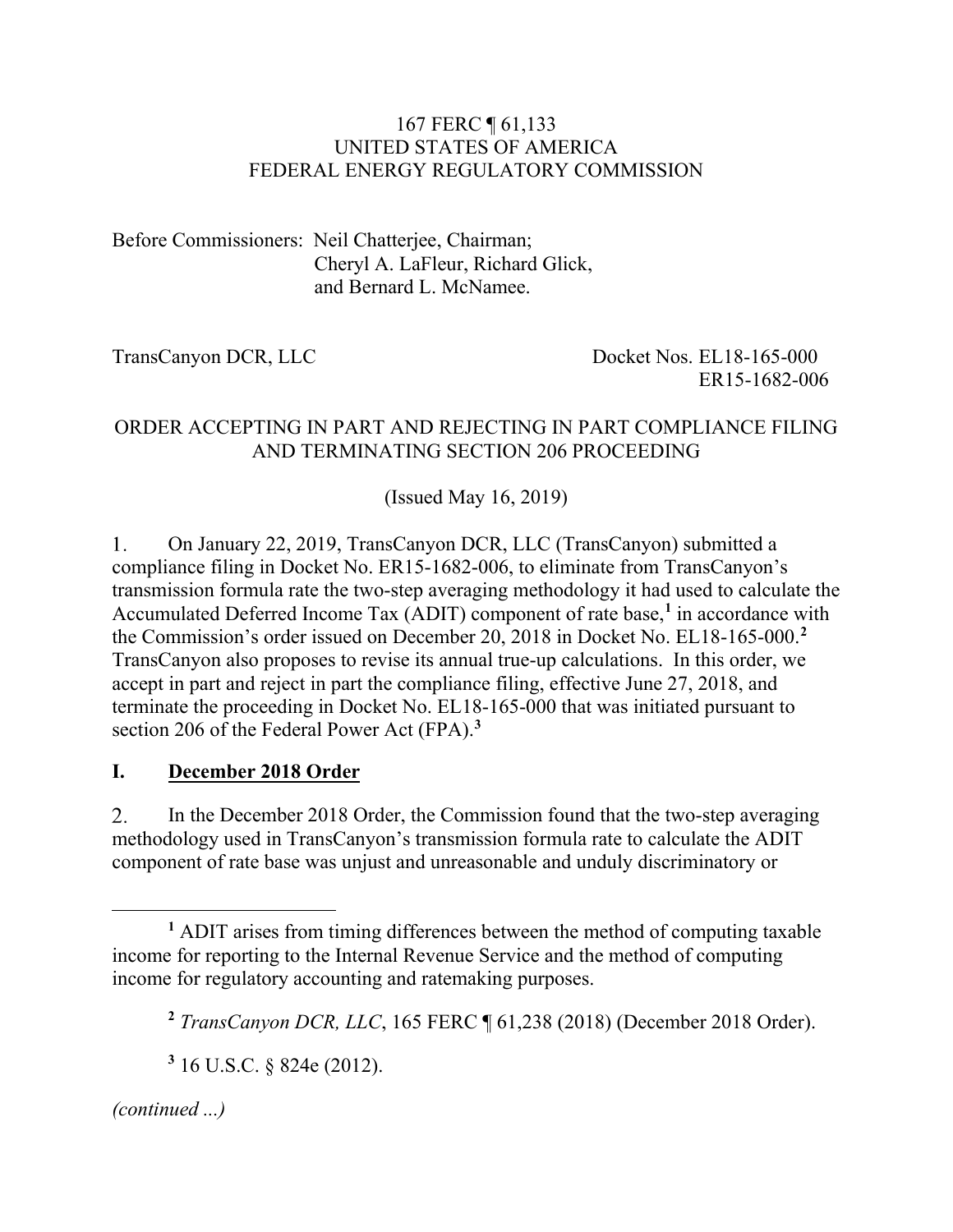167 FERC ¶ 61,133
UNITED STATES OF AMERICA
FEDERAL ENERGY REGULATORY COMMISSION

Before Commissioners: Neil Chatterjee, Chairman;
Cheryl A. LaFleur, Richard Glick,
and Bernard L. McNamee.

TransCanyon DCR, LLC — Docket Nos. EL18-165-000, ER15-1682-006

ORDER ACCEPTING IN PART AND REJECTING IN PART COMPLIANCE FILING AND TERMINATING SECTION 206 PROCEEDING

(Issued May 16, 2019)

1. On January 22, 2019, TransCanyon DCR, LLC (TransCanyon) submitted a compliance filing in Docket No. ER15-1682-006, to eliminate from TransCanyon's transmission formula rate the two-step averaging methodology it had used to calculate the Accumulated Deferred Income Tax (ADIT) component of rate base,[1] in accordance with the Commission's order issued on December 20, 2018 in Docket No. EL18-165-000.[2] TransCanyon also proposes to revise its annual true-up calculations. In this order, we accept in part and reject in part the compliance filing, effective June 27, 2018, and terminate the proceeding in Docket No. EL18-165-000 that was initiated pursuant to section 206 of the Federal Power Act (FPA).[3]

## I. December 2018 Order

2. In the December 2018 Order, the Commission found that the two-step averaging methodology used in TransCanyon's transmission formula rate to calculate the ADIT component of rate base was unjust and unreasonable and unduly discriminatory or

[1] ADIT arises from timing differences between the method of computing taxable income for reporting to the Internal Revenue Service and the method of computing income for regulatory accounting and ratemaking purposes.

[2] *TransCanyon DCR, LLC*, 165 FERC ¶ 61,238 (2018) (December 2018 Order).

[3] 16 U.S.C. § 824e (2012).

*(continued ...)*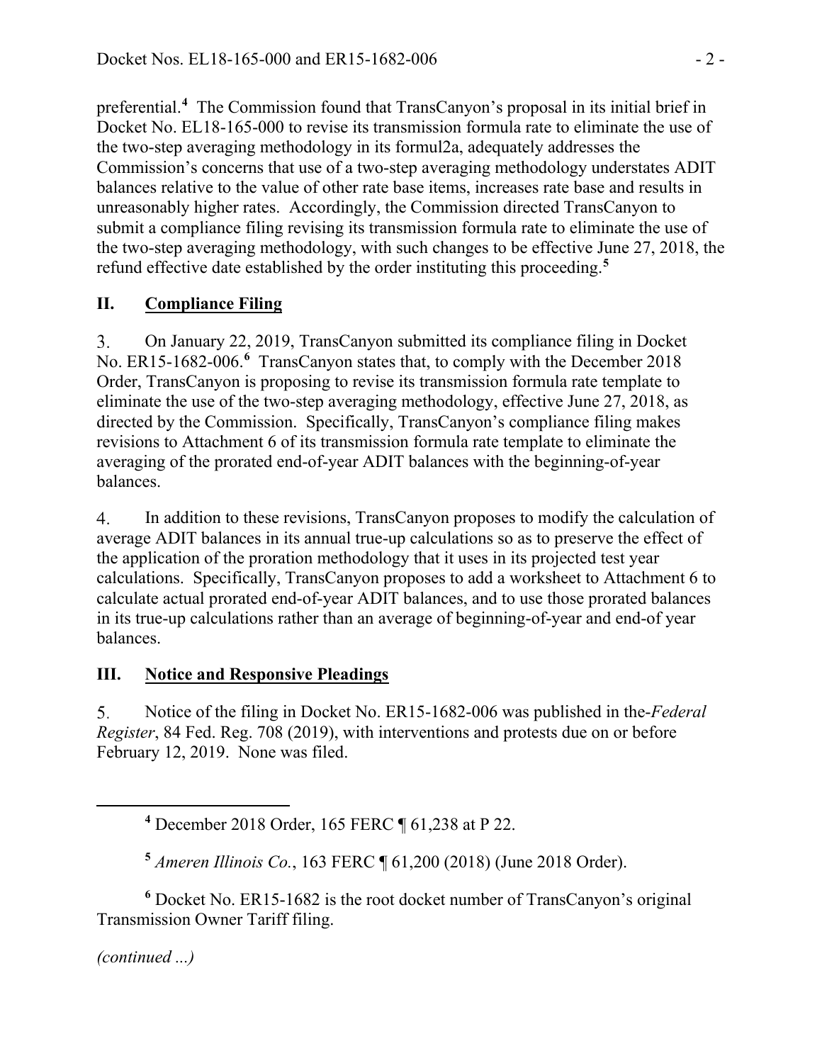preferential.[4] The Commission found that TransCanyon's proposal in its initial brief in Docket No. EL18-165-000 to revise its transmission formula rate to eliminate the use of the two-step averaging methodology in its formul2a, adequately addresses the Commission's concerns that use of a two-step averaging methodology understates ADIT balances relative to the value of other rate base items, increases rate base and results in unreasonably higher rates. Accordingly, the Commission directed TransCanyon to submit a compliance filing revising its transmission formula rate to eliminate the use of the two-step averaging methodology, with such changes to be effective June 27, 2018, the refund effective date established by the order instituting this proceeding.[5]

## II. Compliance Filing

3. On January 22, 2019, TransCanyon submitted its compliance filing in Docket No. ER15-1682-006.[6] TransCanyon states that, to comply with the December 2018 Order, TransCanyon is proposing to revise its transmission formula rate template to eliminate the use of the two-step averaging methodology, effective June 27, 2018, as directed by the Commission. Specifically, TransCanyon's compliance filing makes revisions to Attachment 6 of its transmission formula rate template to eliminate the averaging of the prorated end-of-year ADIT balances with the beginning-of-year balances.

4. In addition to these revisions, TransCanyon proposes to modify the calculation of average ADIT balances in its annual true-up calculations so as to preserve the effect of the application of the proration methodology that it uses in its projected test year calculations. Specifically, TransCanyon proposes to add a worksheet to Attachment 6 to calculate actual prorated end-of-year ADIT balances, and to use those prorated balances in its true-up calculations rather than an average of beginning-of-year and end-of year balances.

## III. Notice and Responsive Pleadings

5. Notice of the filing in Docket No. ER15-1682-006 was published in the *Federal Register*, 84 Fed. Reg. 708 (2019), with interventions and protests due on or before February 12, 2019. None was filed.

---

[4] December 2018 Order, 165 FERC ¶ 61,238 at P 22.

[5] *Ameren Illinois Co.*, 163 FERC ¶ 61,200 (2018) (June 2018 Order).

[6] Docket No. ER15-1682 is the root docket number of TransCanyon's original Transmission Owner Tariff filing.

*(continued ...)*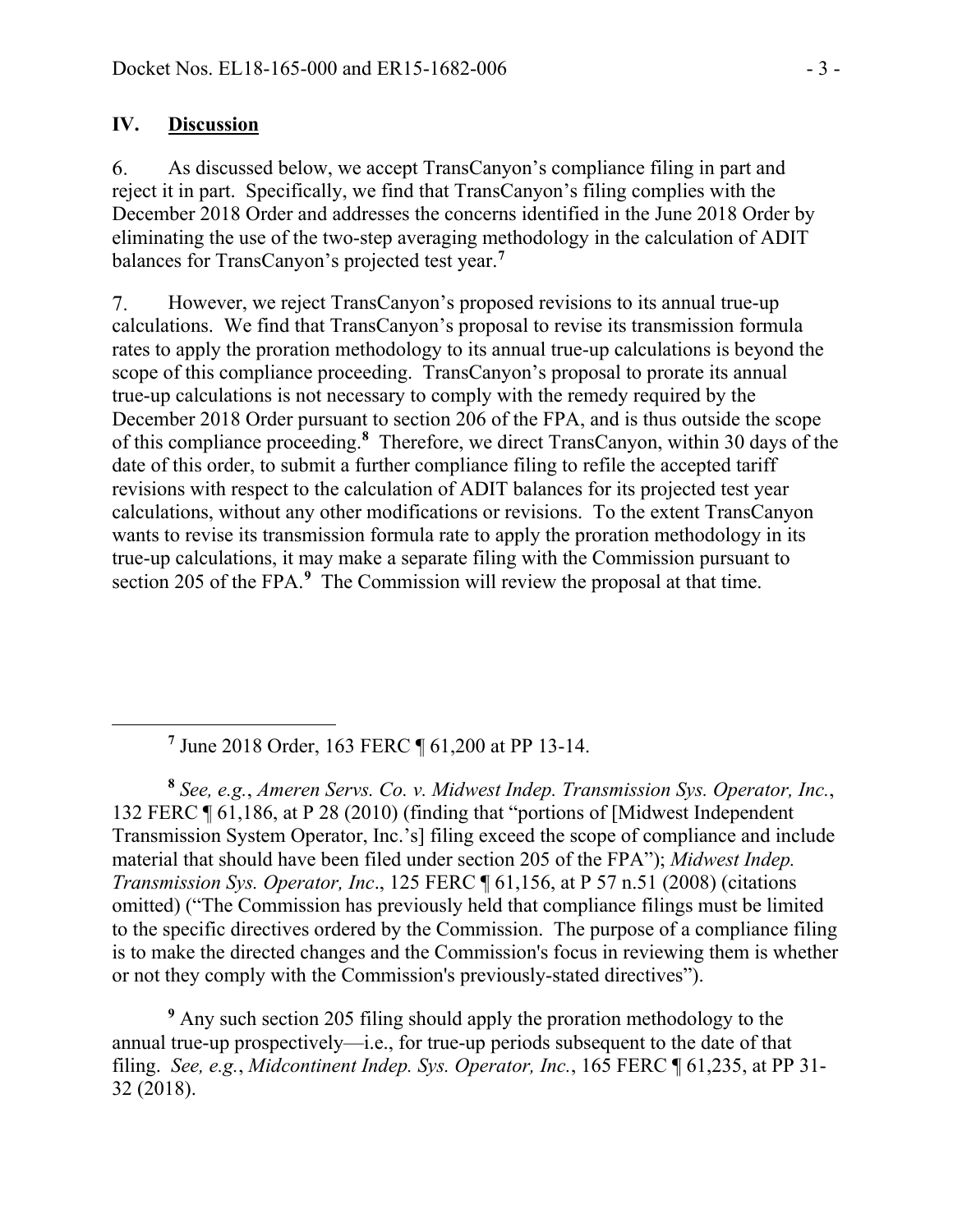## IV. **Discussion**

6. As discussed below, we accept TransCanyon's compliance filing in part and reject it in part. Specifically, we find that TransCanyon's filing complies with the December 2018 Order and addresses the concerns identified in the June 2018 Order by eliminating the use of the two-step averaging methodology in the calculation of ADIT balances for TransCanyon's projected test year.[7]

7. However, we reject TransCanyon's proposed revisions to its annual true-up calculations. We find that TransCanyon's proposal to revise its transmission formula rates to apply the proration methodology to its annual true-up calculations is beyond the scope of this compliance proceeding. TransCanyon's proposal to prorate its annual true-up calculations is not necessary to comply with the remedy required by the December 2018 Order pursuant to section 206 of the FPA, and is thus outside the scope of this compliance proceeding.[8] Therefore, we direct TransCanyon, within 30 days of the date of this order, to submit a further compliance filing to refile the accepted tariff revisions with respect to the calculation of ADIT balances for its projected test year calculations, without any other modifications or revisions. To the extent TransCanyon wants to revise its transmission formula rate to apply the proration methodology in its true-up calculations, it may make a separate filing with the Commission pursuant to section 205 of the FPA.[9] The Commission will review the proposal at that time.

---

[7] June 2018 Order, 163 FERC ¶ 61,200 at PP 13-14.

[8] *See, e.g.*, *Ameren Servs. Co. v. Midwest Indep. Transmission Sys. Operator, Inc.*, 132 FERC ¶ 61,186, at P 28 (2010) (finding that "portions of [Midwest Independent Transmission System Operator, Inc.'s] filing exceed the scope of compliance and include material that should have been filed under section 205 of the FPA"); *Midwest Indep. Transmission Sys. Operator, Inc*., 125 FERC ¶ 61,156, at P 57 n.51 (2008) (citations omitted) ("The Commission has previously held that compliance filings must be limited to the specific directives ordered by the Commission. The purpose of a compliance filing is to make the directed changes and the Commission's focus in reviewing them is whether or not they comply with the Commission's previously-stated directives").

[9] Any such section 205 filing should apply the proration methodology to the annual true-up prospectively—i.e., for true-up periods subsequent to the date of that filing. *See, e.g.*, *Midcontinent Indep. Sys. Operator, Inc.*, 165 FERC ¶ 61,235, at PP 31-32 (2018).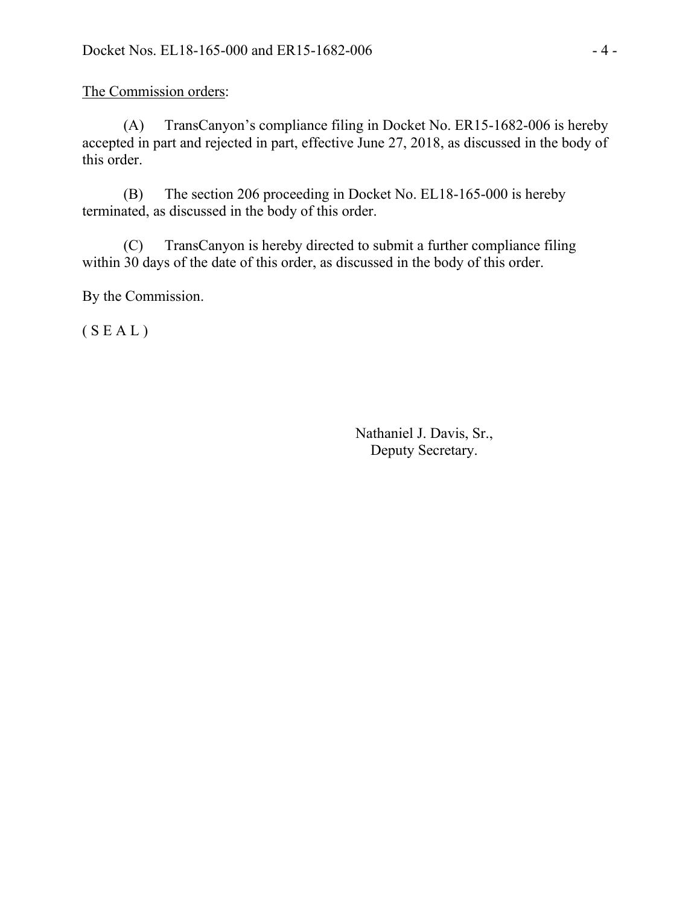The Commission orders:

(A) TransCanyon's compliance filing in Docket No. ER15-1682-006 is hereby accepted in part and rejected in part, effective June 27, 2018, as discussed in the body of this order.

(B) The section 206 proceeding in Docket No. EL18-165-000 is hereby terminated, as discussed in the body of this order.

(C) TransCanyon is hereby directed to submit a further compliance filing within 30 days of the date of this order, as discussed in the body of this order.

By the Commission.

( S E A L )

Nathaniel J. Davis, Sr.,
Deputy Secretary.